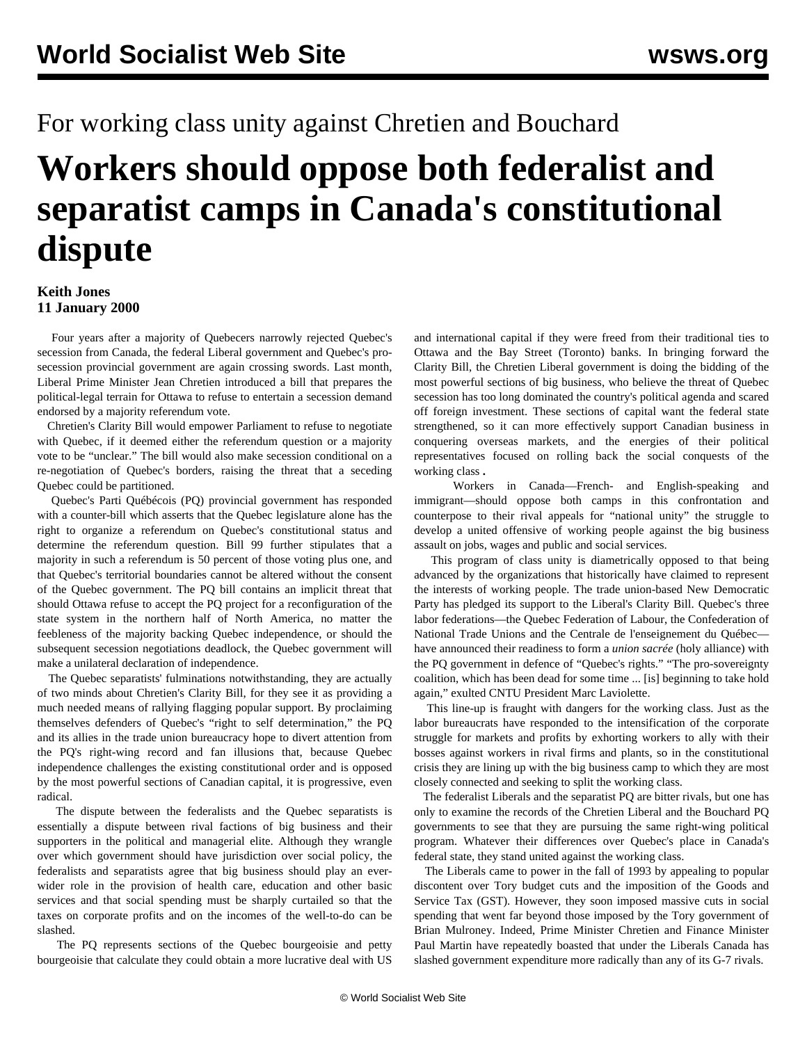For working class unity against Chretien and Bouchard

# Workers should oppose both federalist and separatist camps in Canada's constitutional dispute

**Keith Jones**
**11 January 2000**

Four years after a majority of Quebecers narrowly rejected Quebec's secession from Canada, the federal Liberal government and Quebec's pro-secession provincial government are again crossing swords. Last month, Liberal Prime Minister Jean Chretien introduced a bill that prepares the political-legal terrain for Ottawa to refuse to entertain a secession demand endorsed by a majority referendum vote.

Chretien's Clarity Bill would empower Parliament to refuse to negotiate with Quebec, if it deemed either the referendum question or a majority vote to be "unclear." The bill would also make secession conditional on a re-negotiation of Quebec's borders, raising the threat that a seceding Quebec could be partitioned.

Quebec's Parti Québécois (PQ) provincial government has responded with a counter-bill which asserts that the Quebec legislature alone has the right to organize a referendum on Quebec's constitutional status and determine the referendum question. Bill 99 further stipulates that a majority in such a referendum is 50 percent of those voting plus one, and that Quebec's territorial boundaries cannot be altered without the consent of the Quebec government. The PQ bill contains an implicit threat that should Ottawa refuse to accept the PQ project for a reconfiguration of the state system in the northern half of North America, no matter the feebleness of the majority backing Quebec independence, or should the subsequent secession negotiations deadlock, the Quebec government will make a unilateral declaration of independence.

The Quebec separatists' fulminations notwithstanding, they are actually of two minds about Chretien's Clarity Bill, for they see it as providing a much needed means of rallying flagging popular support. By proclaiming themselves defenders of Quebec's "right to self determination," the PQ and its allies in the trade union bureaucracy hope to divert attention from the PQ's right-wing record and fan illusions that, because Quebec independence challenges the existing constitutional order and is opposed by the most powerful sections of Canadian capital, it is progressive, even radical.

The dispute between the federalists and the Quebec separatists is essentially a dispute between rival factions of big business and their supporters in the political and managerial elite. Although they wrangle over which government should have jurisdiction over social policy, the federalists and separatists agree that big business should play an ever-wider role in the provision of health care, education and other basic services and that social spending must be sharply curtailed so that the taxes on corporate profits and on the incomes of the well-to-do can be slashed.

The PQ represents sections of the Quebec bourgeoisie and petty bourgeoisie that calculate they could obtain a more lucrative deal with US and international capital if they were freed from their traditional ties to Ottawa and the Bay Street (Toronto) banks. In bringing forward the Clarity Bill, the Chretien Liberal government is doing the bidding of the most powerful sections of big business, who believe the threat of Quebec secession has too long dominated the country's political agenda and scared off foreign investment. These sections of capital want the federal state strengthened, so it can more effectively support Canadian business in conquering overseas markets, and the energies of their political representatives focused on rolling back the social conquests of the working class **.**

Workers in Canada—French- and English-speaking and immigrant—should oppose both camps in this confrontation and counterpose to their rival appeals for "national unity" the struggle to develop a united offensive of working people against the big business assault on jobs, wages and public and social services.

This program of class unity is diametrically opposed to that being advanced by the organizations that historically have claimed to represent the interests of working people. The trade union-based New Democratic Party has pledged its support to the Liberal's Clarity Bill. Quebec's three labor federations—the Quebec Federation of Labour, the Confederation of National Trade Unions and the Centrale de l'enseignement du Québec—have announced their readiness to form a *union sacrée* (holy alliance) with the PQ government in defence of "Quebec's rights." "The pro-sovereignty coalition, which has been dead for some time ... [is] beginning to take hold again," exulted CNTU President Marc Laviolette.

This line-up is fraught with dangers for the working class. Just as the labor bureaucrats have responded to the intensification of the corporate struggle for markets and profits by exhorting workers to ally with their bosses against workers in rival firms and plants, so in the constitutional crisis they are lining up with the big business camp to which they are most closely connected and seeking to split the working class.

The federalist Liberals and the separatist PQ are bitter rivals, but one has only to examine the records of the Chretien Liberal and the Bouchard PQ governments to see that they are pursuing the same right-wing political program. Whatever their differences over Quebec's place in Canada's federal state, they stand united against the working class.

The Liberals came to power in the fall of 1993 by appealing to popular discontent over Tory budget cuts and the imposition of the Goods and Service Tax (GST). However, they soon imposed massive cuts in social spending that went far beyond those imposed by the Tory government of Brian Mulroney. Indeed, Prime Minister Chretien and Finance Minister Paul Martin have repeatedly boasted that under the Liberals Canada has slashed government expenditure more radically than any of its G-7 rivals.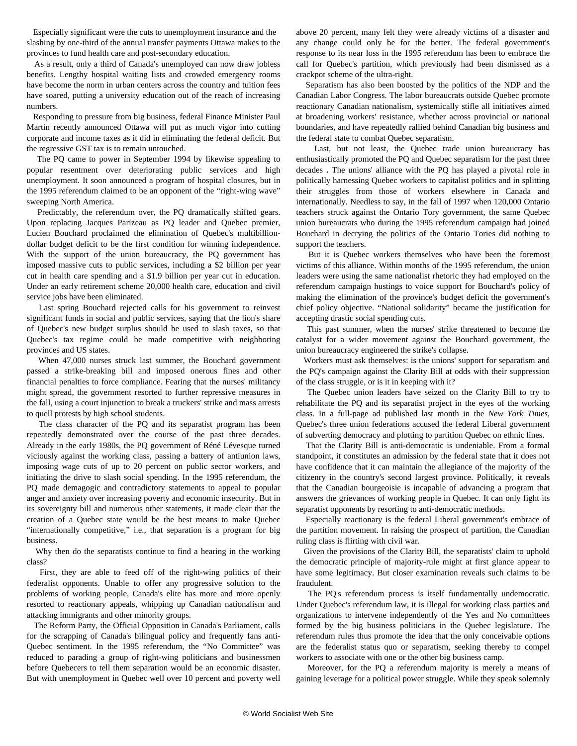Especially significant were the cuts to unemployment insurance and the slashing by one-third of the annual transfer payments Ottawa makes to the provinces to fund health care and post-secondary education.

As a result, only a third of Canada's unemployed can now draw jobless benefits. Lengthy hospital waiting lists and crowded emergency rooms have become the norm in urban centers across the country and tuition fees have soared, putting a university education out of the reach of increasing numbers.

Responding to pressure from big business, federal Finance Minister Paul Martin recently announced Ottawa will put as much vigor into cutting corporate and income taxes as it did in eliminating the federal deficit. But the regressive GST tax is to remain untouched.

The PQ came to power in September 1994 by likewise appealing to popular resentment over deteriorating public services and high unemployment. It soon announced a program of hospital closures, but in the 1995 referendum claimed to be an opponent of the "right-wing wave" sweeping North America.

Predictably, the referendum over, the PQ dramatically shifted gears. Upon replacing Jacques Parizeau as PQ leader and Quebec premier, Lucien Bouchard proclaimed the elimination of Quebec's multibillion-dollar budget deficit to be the first condition for winning independence. With the support of the union bureaucracy, the PQ government has imposed massive cuts to public services, including a $2 billion per year cut in health care spending and a $1.9 billion per year cut in education. Under an early retirement scheme 20,000 health care, education and civil service jobs have been eliminated.

Last spring Bouchard rejected calls for his government to reinvest significant funds in social and public services, saying that the lion's share of Quebec's new budget surplus should be used to slash taxes, so that Quebec's tax regime could be made competitive with neighboring provinces and US states.

When 47,000 nurses struck last summer, the Bouchard government passed a strike-breaking bill and imposed onerous fines and other financial penalties to force compliance. Fearing that the nurses' militancy might spread, the government resorted to further repressive measures in the fall, using a court injunction to break a truckers' strike and mass arrests to quell protests by high school students.

The class character of the PQ and its separatist program has been repeatedly demonstrated over the course of the past three decades. Already in the early 1980s, the PQ government of Réné Lévesque turned viciously against the working class, passing a battery of antiunion laws, imposing wage cuts of up to 20 percent on public sector workers, and initiating the drive to slash social spending. In the 1995 referendum, the PQ made demagogic and contradictory statements to appeal to popular anger and anxiety over increasing poverty and economic insecurity. But in its sovereignty bill and numerous other statements, it made clear that the creation of a Quebec state would be the best means to make Quebec "internationally competitive," i.e., that separation is a program for big business.

Why then do the separatists continue to find a hearing in the working class?

First, they are able to feed off of the right-wing politics of their federalist opponents. Unable to offer any progressive solution to the problems of working people, Canada's elite has more and more openly resorted to reactionary appeals, whipping up Canadian nationalism and attacking immigrants and other minority groups.

The Reform Party, the Official Opposition in Canada's Parliament, calls for the scrapping of Canada's bilingual policy and frequently fans anti-Quebec sentiment. In the 1995 referendum, the "No Committee" was reduced to parading a group of right-wing politicians and businessmen before Quebecers to tell them separation would be an economic disaster. But with unemployment in Quebec well over 10 percent and poverty well above 20 percent, many felt they were already victims of a disaster and any change could only be for the better. The federal government's response to its near loss in the 1995 referendum has been to embrace the call for Quebec's partition, which previously had been dismissed as a crackpot scheme of the ultra-right.

Separatism has also been boosted by the politics of the NDP and the Canadian Labor Congress. The labor bureaucrats outside Quebec promote reactionary Canadian nationalism, systemically stifle all initiatives aimed at broadening workers' resistance, whether across provincial or national boundaries, and have repeatedly rallied behind Canadian big business and the federal state to combat Quebec separatism.

Last, but not least, the Quebec trade union bureaucracy has enthusiastically promoted the PQ and Quebec separatism for the past three decades . The unions' alliance with the PQ has played a pivotal role in politically harnessing Quebec workers to capitalist politics and in splitting their struggles from those of workers elsewhere in Canada and internationally. Needless to say, in the fall of 1997 when 120,000 Ontario teachers struck against the Ontario Tory government, the same Quebec union bureaucrats who during the 1995 referendum campaign had joined Bouchard in decrying the politics of the Ontario Tories did nothing to support the teachers.

But it is Quebec workers themselves who have been the foremost victims of this alliance. Within months of the 1995 referendum, the union leaders were using the same nationalist rhetoric they had employed on the referendum campaign hustings to voice support for Bouchard's policy of making the elimination of the province's budget deficit the government's chief policy objective. "National solidarity" became the justification for accepting drastic social spending cuts.

This past summer, when the nurses' strike threatened to become the catalyst for a wider movement against the Bouchard government, the union bureaucracy engineered the strike's collapse.

Workers must ask themselves: is the unions' support for separatism and the PQ's campaign against the Clarity Bill at odds with their suppression of the class struggle, or is it in keeping with it?

The Quebec union leaders have seized on the Clarity Bill to try to rehabilitate the PQ and its separatist project in the eyes of the working class. In a full-page ad published last month in the *New York Times*, Quebec's three union federations accused the federal Liberal government of subverting democracy and plotting to partition Quebec on ethnic lines.

That the Clarity Bill is anti-democratic is undeniable. From a formal standpoint, it constitutes an admission by the federal state that it does not have confidence that it can maintain the allegiance of the majority of the citizenry in the country's second largest province. Politically, it reveals that the Canadian bourgeoisie is incapable of advancing a program that answers the grievances of working people in Quebec. It can only fight its separatist opponents by resorting to anti-democratic methods.

Especially reactionary is the federal Liberal government's embrace of the partition movement. In raising the prospect of partition, the Canadian ruling class is flirting with civil war.

Given the provisions of the Clarity Bill, the separatists' claim to uphold the democratic principle of majority-rule might at first glance appear to have some legitimacy. But closer examination reveals such claims to be fraudulent.

The PQ's referendum process is itself fundamentally undemocratic. Under Quebec's referendum law, it is illegal for working class parties and organizations to intervene independently of the Yes and No committees formed by the big business politicians in the Quebec legislature. The referendum rules thus promote the idea that the only conceivable options are the federalist status quo or separatism, seeking thereby to compel workers to associate with one or the other big business camp.

Moreover, for the PQ a referendum majority is merely a means of gaining leverage for a political power struggle. While they speak solemnly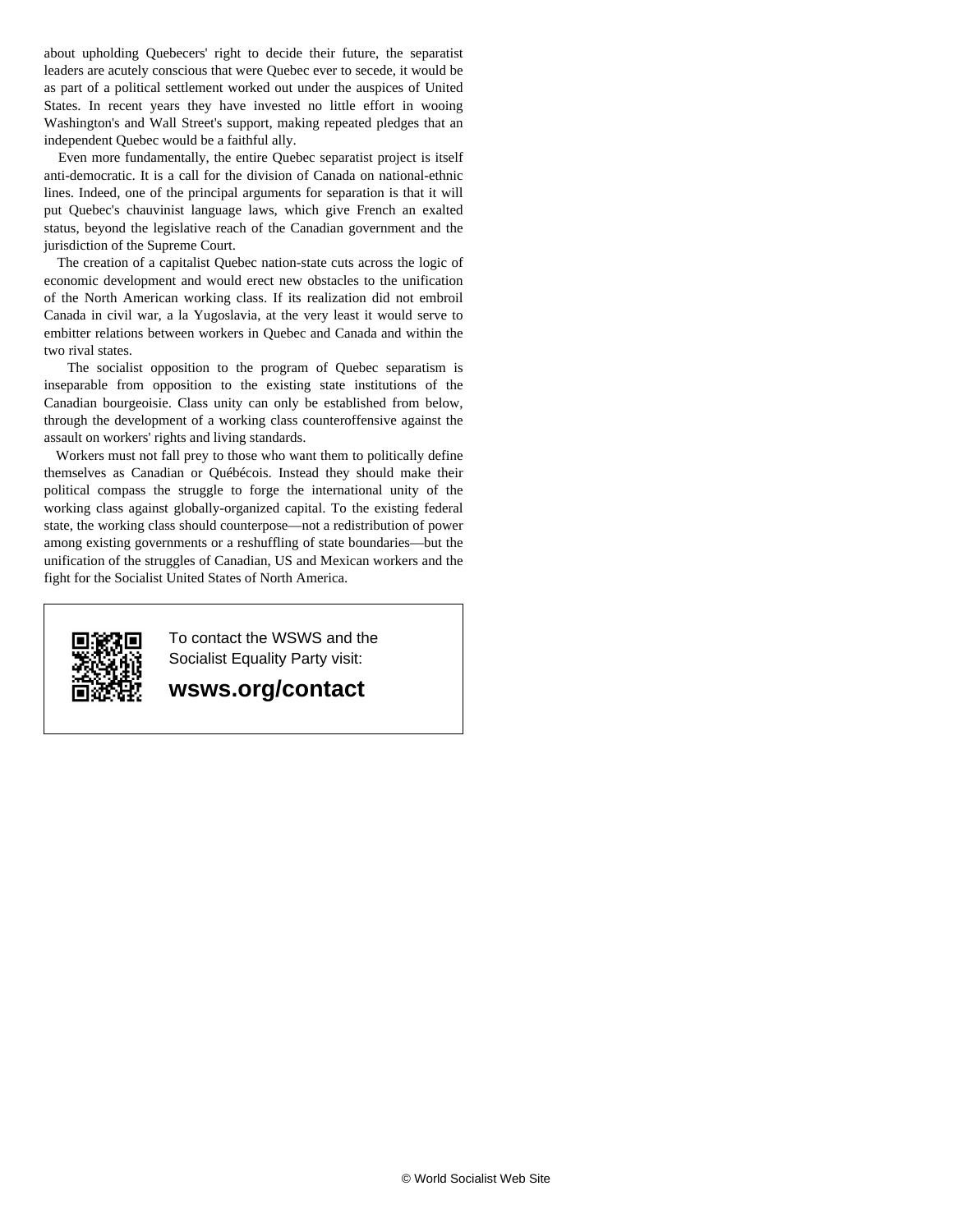about upholding Quebecers' right to decide their future, the separatist leaders are acutely conscious that were Quebec ever to secede, it would be as part of a political settlement worked out under the auspices of United States. In recent years they have invested no little effort in wooing Washington's and Wall Street's support, making repeated pledges that an independent Quebec would be a faithful ally.

Even more fundamentally, the entire Quebec separatist project is itself anti-democratic. It is a call for the division of Canada on national-ethnic lines. Indeed, one of the principal arguments for separation is that it will put Quebec's chauvinist language laws, which give French an exalted status, beyond the legislative reach of the Canadian government and the jurisdiction of the Supreme Court.

The creation of a capitalist Quebec nation-state cuts across the logic of economic development and would erect new obstacles to the unification of the North American working class. If its realization did not embroil Canada in civil war, a la Yugoslavia, at the very least it would serve to embitter relations between workers in Quebec and Canada and within the two rival states.

The socialist opposition to the program of Quebec separatism is inseparable from opposition to the existing state institutions of the Canadian bourgeoisie. Class unity can only be established from below, through the development of a working class counteroffensive against the assault on workers' rights and living standards.

Workers must not fall prey to those who want them to politically define themselves as Canadian or Québécois. Instead they should make their political compass the struggle to forge the international unity of the working class against globally-organized capital. To the existing federal state, the working class should counterpose—not a redistribution of power among existing governments or a reshuffling of state boundaries—but the unification of the struggles of Canadian, US and Mexican workers and the fight for the Socialist United States of North America.

To contact the WSWS and the Socialist Equality Party visit:

**wsws.org/contact**